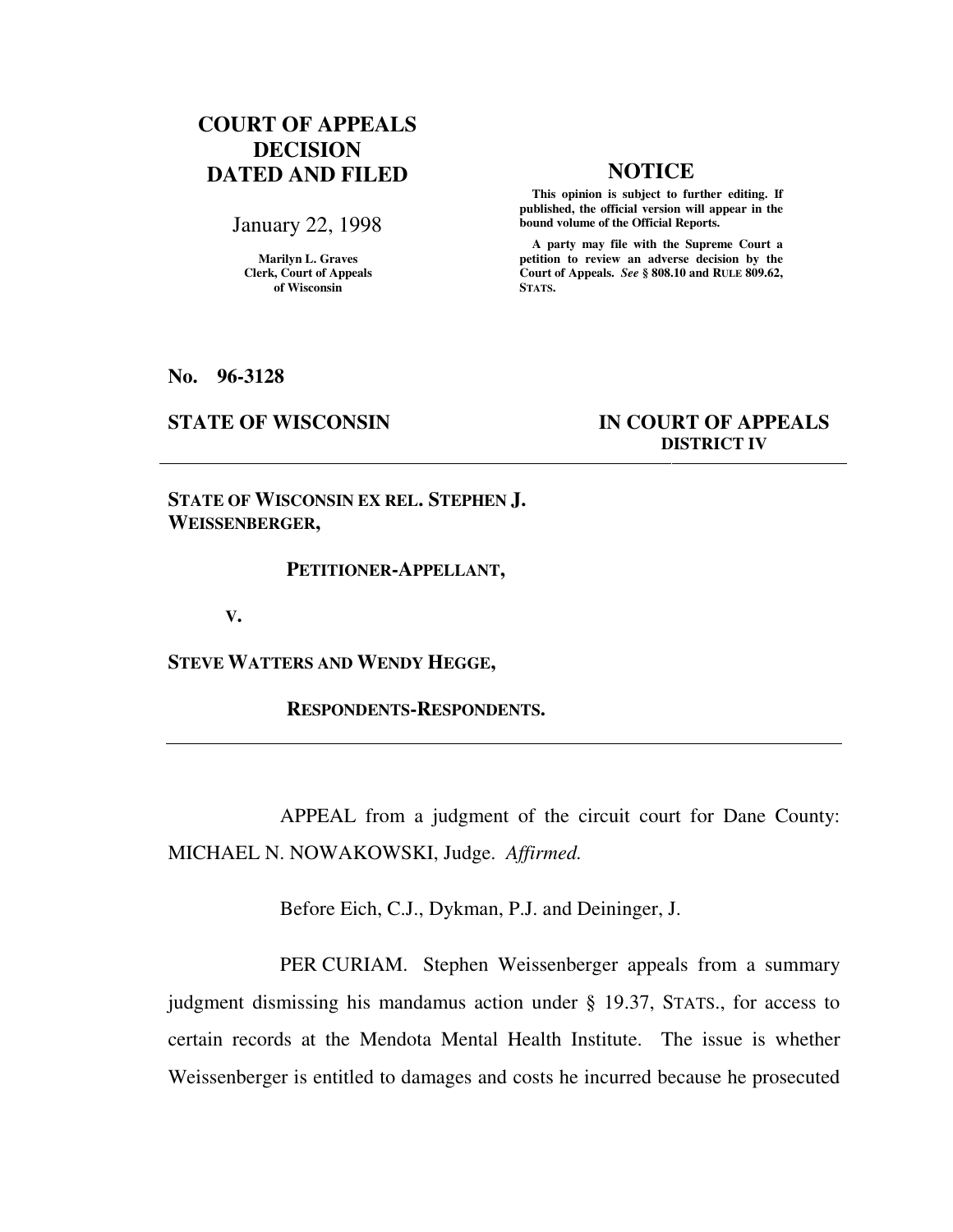**COURT OF APPEALS DECISION DATED AND FILED**

January 22, 1998

Marilyn L. Graves
Clerk, Court of Appeals
of Wisconsin

**NOTICE**

**This opinion is subject to further editing. If published, the official version will appear in the bound volume of the Official Reports.**

**A party may file with the Supreme Court a petition to review an adverse decision by the Court of Appeals.** ***See*** **§ 808.10 and RULE 809.62, STATS.**

**No. 96-3128**

**STATE OF WISCONSIN** **IN COURT OF APPEALS**
**DISTRICT IV**

---

**STATE OF WISCONSIN EX REL. STEPHEN J. WEISSENBERGER,**

**PETITIONER-APPELLANT,**

**V.**

**STEVE WATTERS AND WENDY HEGGE,**

**RESPONDENTS-RESPONDENTS.**

---

APPEAL from a judgment of the circuit court for Dane County: MICHAEL N. NOWAKOWSKI, Judge. *Affirmed.*

Before Eich, C.J., Dykman, P.J. and Deininger, J.

PER CURIAM. Stephen Weissenberger appeals from a summary judgment dismissing his mandamus action under § 19.37, STATS., for access to certain records at the Mendota Mental Health Institute. The issue is whether Weissenberger is entitled to damages and costs he incurred because he prosecuted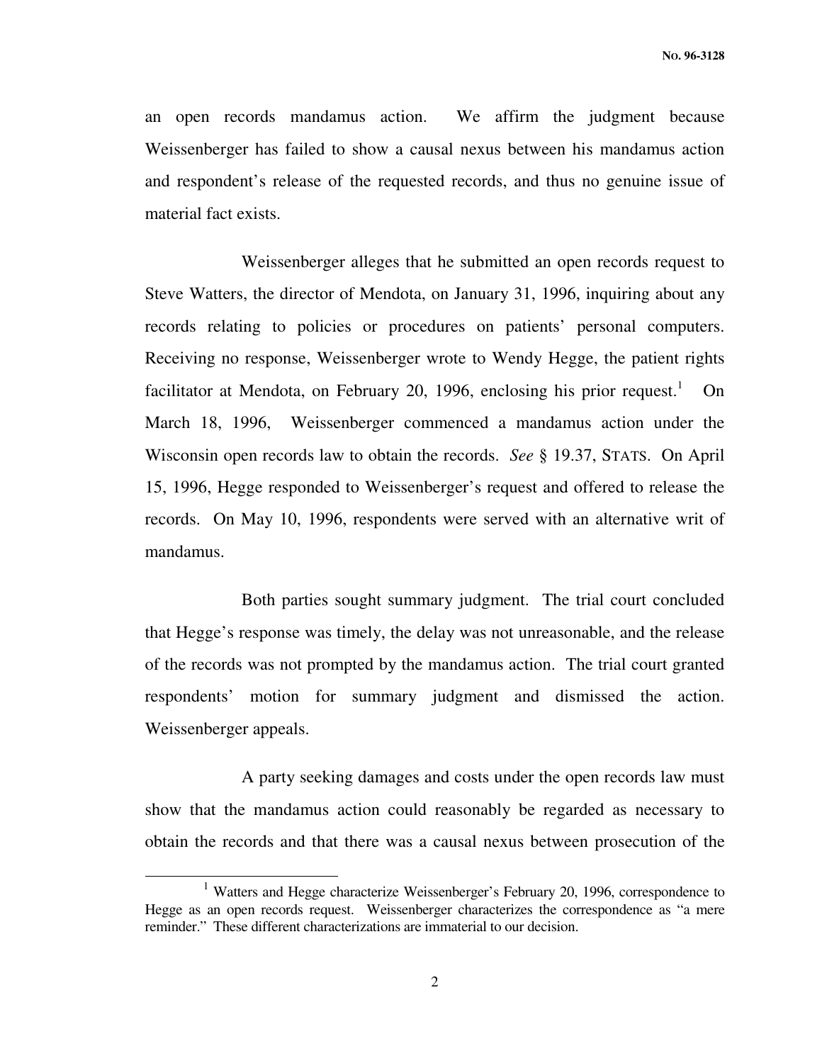an open records mandamus action. We affirm the judgment because Weissenberger has failed to show a causal nexus between his mandamus action and respondent's release of the requested records, and thus no genuine issue of material fact exists.

Weissenberger alleges that he submitted an open records request to Steve Watters, the director of Mendota, on January 31, 1996, inquiring about any records relating to policies or procedures on patients' personal computers. Receiving no response, Weissenberger wrote to Wendy Hegge, the patient rights facilitator at Mendota, on February 20, 1996, enclosing his prior request.[1] On March 18, 1996, Weissenberger commenced a mandamus action under the Wisconsin open records law to obtain the records. *See* § 19.37, STATS. On April 15, 1996, Hegge responded to Weissenberger's request and offered to release the records. On May 10, 1996, respondents were served with an alternative writ of mandamus.

Both parties sought summary judgment. The trial court concluded that Hegge's response was timely, the delay was not unreasonable, and the release of the records was not prompted by the mandamus action. The trial court granted respondents' motion for summary judgment and dismissed the action. Weissenberger appeals.

A party seeking damages and costs under the open records law must show that the mandamus action could reasonably be regarded as necessary to obtain the records and that there was a causal nexus between prosecution of the

---

[1] Watters and Hegge characterize Weissenberger's February 20, 1996, correspondence to Hegge as an open records request. Weissenberger characterizes the correspondence as "a mere reminder." These different characterizations are immaterial to our decision.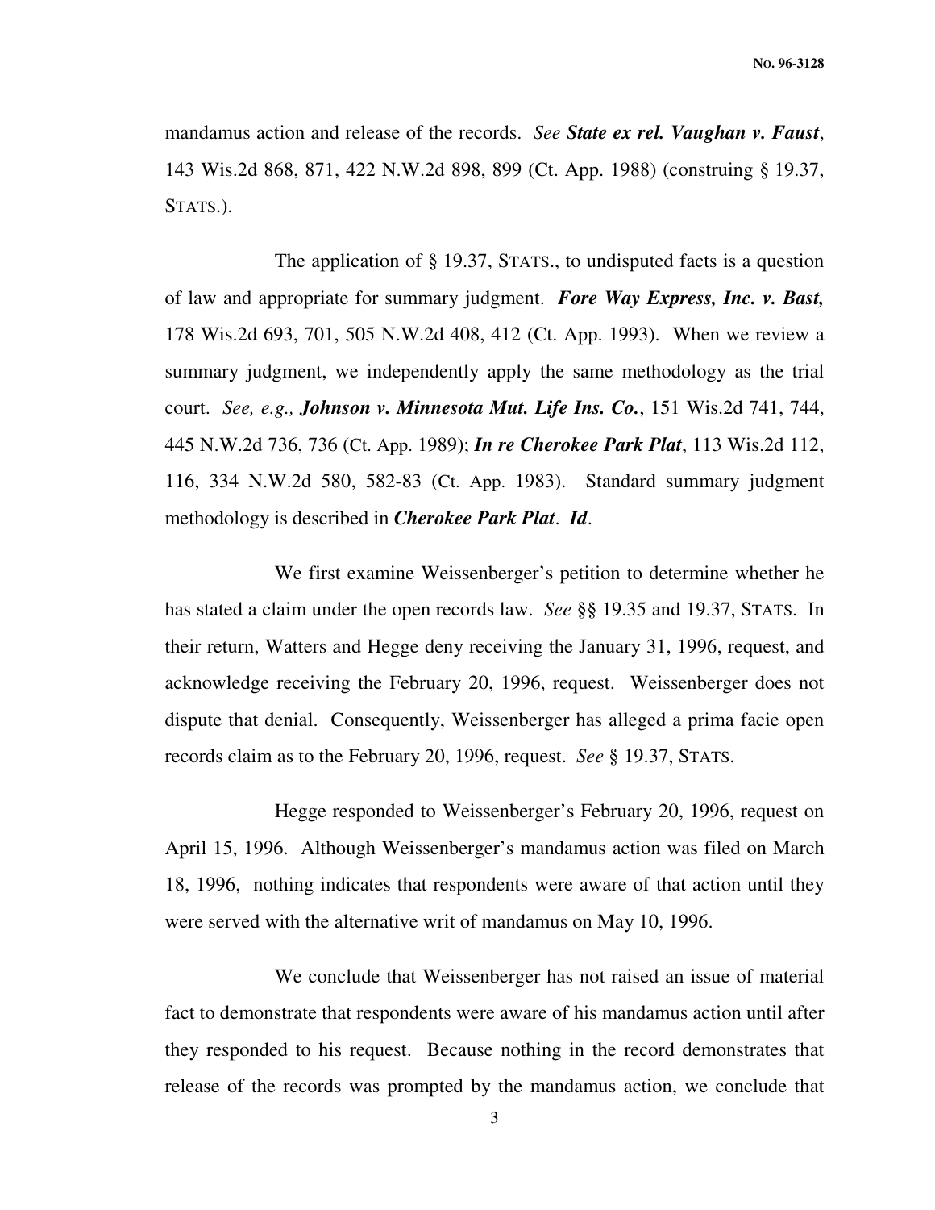mandamus action and release of the records. *See* ***State ex rel. Vaughan v. Faust***, 143 Wis.2d 868, 871, 422 N.W.2d 898, 899 (Ct. App. 1988) (construing § 19.37, STATS.).

The application of § 19.37, STATS., to undisputed facts is a question of law and appropriate for summary judgment. ***Fore Way Express, Inc. v. Bast,*** 178 Wis.2d 693, 701, 505 N.W.2d 408, 412 (Ct. App. 1993). When we review a summary judgment, we independently apply the same methodology as the trial court. *See, e.g.,* ***Johnson v. Minnesota Mut. Life Ins. Co.***, 151 Wis.2d 741, 744, 445 N.W.2d 736, 736 (Ct. App. 1989); ***In re Cherokee Park Plat***, 113 Wis.2d 112, 116, 334 N.W.2d 580, 582-83 (Ct. App. 1983). Standard summary judgment methodology is described in ***Cherokee Park Plat***. ***Id***.

We first examine Weissenberger's petition to determine whether he has stated a claim under the open records law. *See* §§ 19.35 and 19.37, STATS. In their return, Watters and Hegge deny receiving the January 31, 1996, request, and acknowledge receiving the February 20, 1996, request. Weissenberger does not dispute that denial. Consequently, Weissenberger has alleged a prima facie open records claim as to the February 20, 1996, request. *See* § 19.37, STATS.

Hegge responded to Weissenberger's February 20, 1996, request on April 15, 1996. Although Weissenberger's mandamus action was filed on March 18, 1996, nothing indicates that respondents were aware of that action until they were served with the alternative writ of mandamus on May 10, 1996.

We conclude that Weissenberger has not raised an issue of material fact to demonstrate that respondents were aware of his mandamus action until after they responded to his request. Because nothing in the record demonstrates that release of the records was prompted by the mandamus action, we conclude that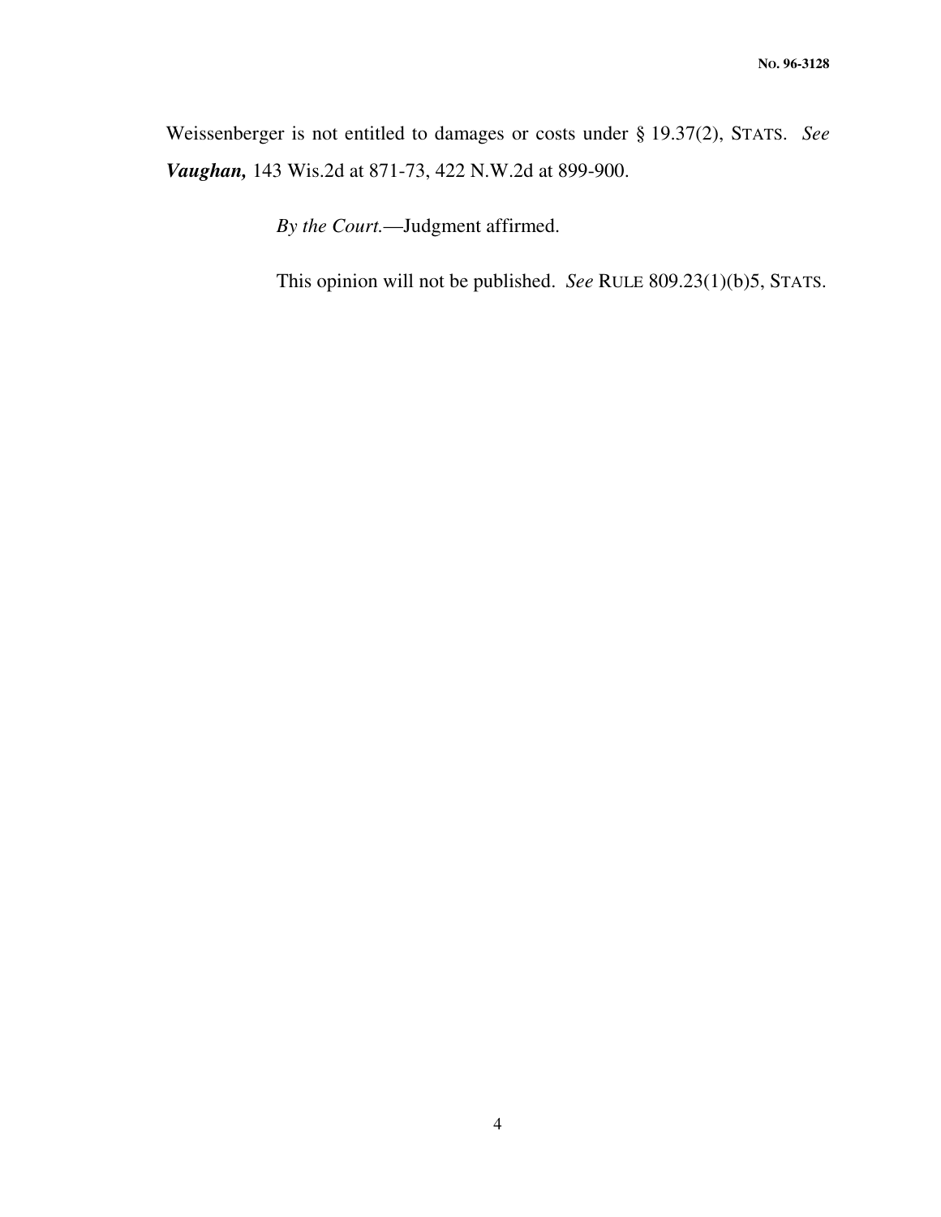Weissenberger is not entitled to damages or costs under § 19.37(2), STATS. *See* ***Vaughan,*** 143 Wis.2d at 871-73, 422 N.W.2d at 899-900.

*By the Court.*—Judgment affirmed.

This opinion will not be published. *See* RULE 809.23(1)(b)5, STATS.